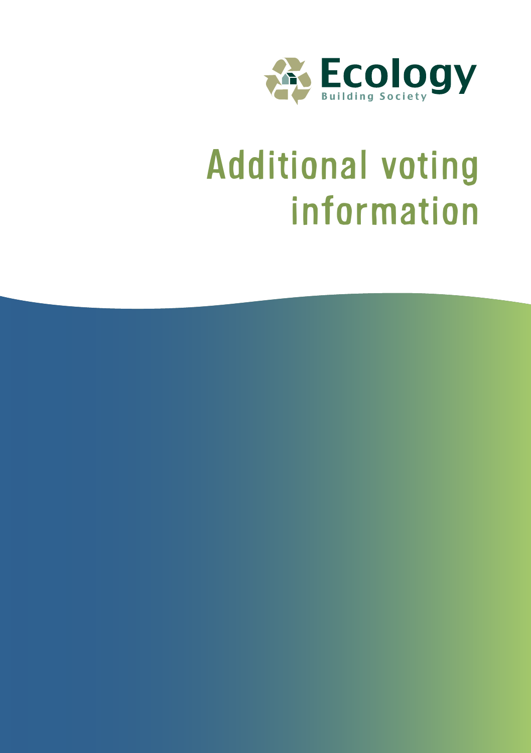Ecology
Building Society

# Additional voting information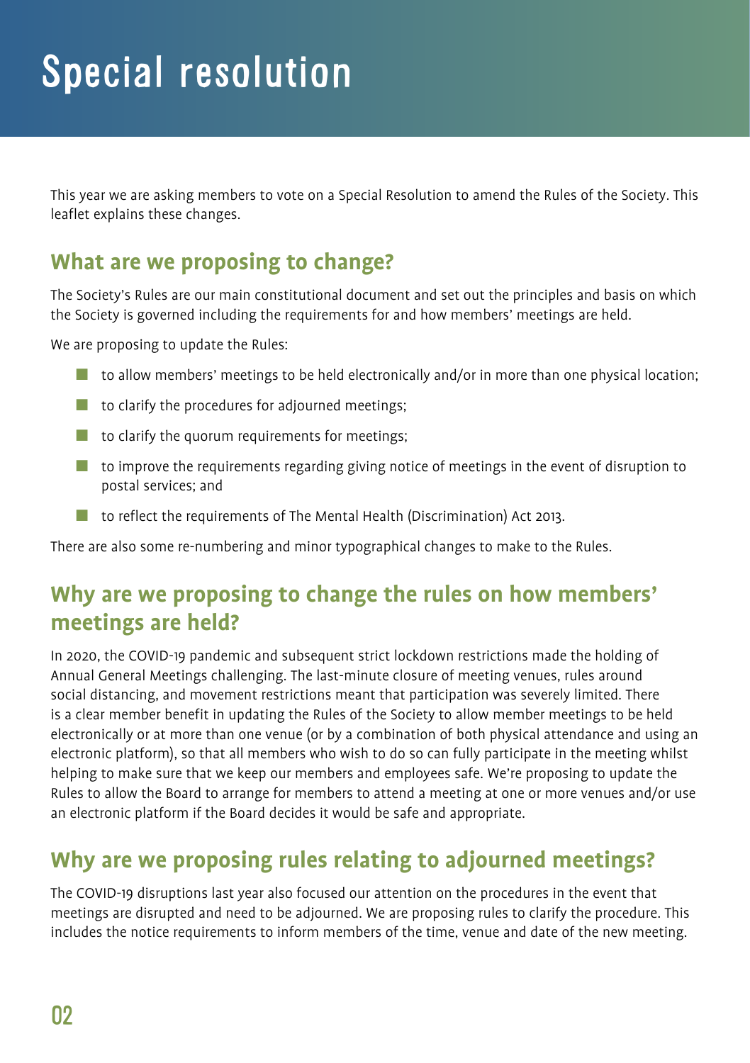# Special resolution

This year we are asking members to vote on a Special Resolution to amend the Rules of the Society. This leaflet explains these changes.

## What are we proposing to change?

The Society's Rules are our main constitutional document and set out the principles and basis on which the Society is governed including the requirements for and how members' meetings are held.

We are proposing to update the Rules:

- to allow members' meetings to be held electronically and/or in more than one physical location;
- to clarify the procedures for adjourned meetings;
- to clarify the quorum requirements for meetings;
- to improve the requirements regarding giving notice of meetings in the event of disruption to postal services; and
- to reflect the requirements of The Mental Health (Discrimination) Act 2013.

There are also some re-numbering and minor typographical changes to make to the Rules.

## Why are we proposing to change the rules on how members' meetings are held?

In 2020, the COVID-19 pandemic and subsequent strict lockdown restrictions made the holding of Annual General Meetings challenging. The last-minute closure of meeting venues, rules around social distancing, and movement restrictions meant that participation was severely limited. There is a clear member benefit in updating the Rules of the Society to allow member meetings to be held electronically or at more than one venue (or by a combination of both physical attendance and using an electronic platform), so that all members who wish to do so can fully participate in the meeting whilst helping to make sure that we keep our members and employees safe. We're proposing to update the Rules to allow the Board to arrange for members to attend a meeting at one or more venues and/or use an electronic platform if the Board decides it would be safe and appropriate.

## Why are we proposing rules relating to adjourned meetings?

The COVID-19 disruptions last year also focused our attention on the procedures in the event that meetings are disrupted and need to be adjourned. We are proposing rules to clarify the procedure. This includes the notice requirements to inform members of the time, venue and date of the new meeting.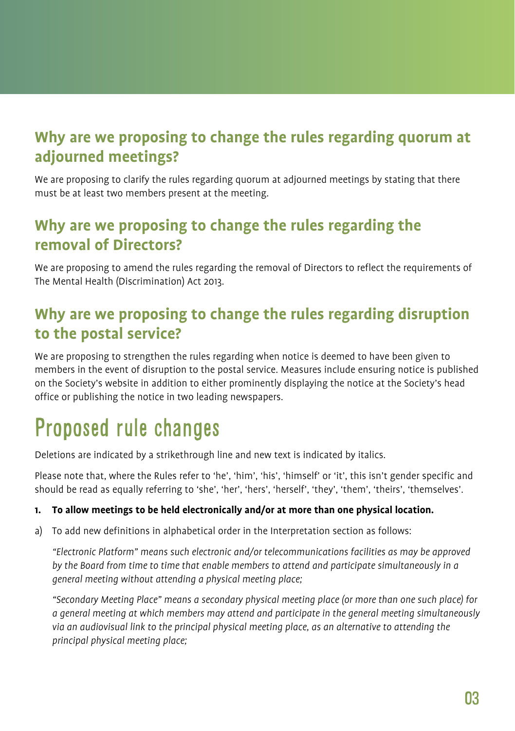## Why are we proposing to change the rules regarding quorum at adjourned meetings?

We are proposing to clarify the rules regarding quorum at adjourned meetings by stating that there must be at least two members present at the meeting.

## Why are we proposing to change the rules regarding the removal of Directors?

We are proposing to amend the rules regarding the removal of Directors to reflect the requirements of The Mental Health (Discrimination) Act 2013.

## Why are we proposing to change the rules regarding disruption to the postal service?

We are proposing to strengthen the rules regarding when notice is deemed to have been given to members in the event of disruption to the postal service. Measures include ensuring notice is published on the Society's website in addition to either prominently displaying the notice at the Society's head office or publishing the notice in two leading newspapers.

# Proposed rule changes

Deletions are indicated by a strikethrough line and new text is indicated by italics.

Please note that, where the Rules refer to 'he', 'him', 'his', 'himself' or 'it', this isn't gender specific and should be read as equally referring to 'she', 'her', 'hers', 'herself', 'they', 'them', 'theirs', 'themselves'.

1. **To allow meetings to be held electronically and/or at more than one physical location.**

a) To add new definitions in alphabetical order in the Interpretation section as follows:

*"Electronic Platform" means such electronic and/or telecommunications facilities as may be approved by the Board from time to time that enable members to attend and participate simultaneously in a general meeting without attending a physical meeting place;*

*"Secondary Meeting Place" means a secondary physical meeting place (or more than one such place) for a general meeting at which members may attend and participate in the general meeting simultaneously via an audiovisual link to the principal physical meeting place, as an alternative to attending the principal physical meeting place;*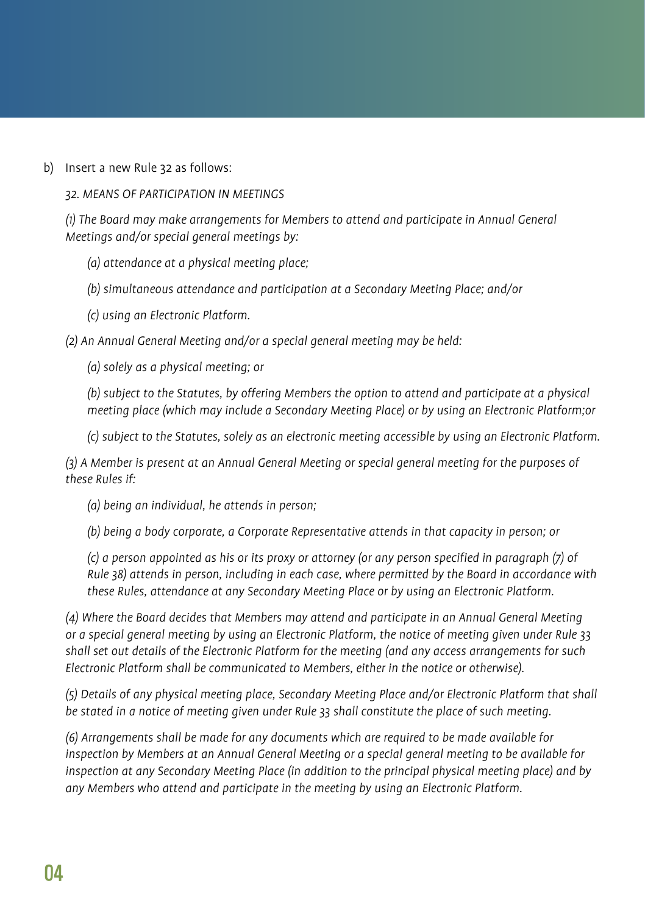b) Insert a new Rule 32 as follows:

*32. MEANS OF PARTICIPATION IN MEETINGS*

*(1) The Board may make arrangements for Members to attend and participate in Annual General Meetings and/or special general meetings by:*

*(a) attendance at a physical meeting place;*

*(b) simultaneous attendance and participation at a Secondary Meeting Place; and/or*

*(c) using an Electronic Platform.*

*(2) An Annual General Meeting and/or a special general meeting may be held:*

*(a) solely as a physical meeting; or*

*(b) subject to the Statutes, by offering Members the option to attend and participate at a physical meeting place (which may include a Secondary Meeting Place) or by using an Electronic Platform;or*

*(c) subject to the Statutes, solely as an electronic meeting accessible by using an Electronic Platform.*

*(3) A Member is present at an Annual General Meeting or special general meeting for the purposes of these Rules if:*

*(a) being an individual, he attends in person;*

*(b) being a body corporate, a Corporate Representative attends in that capacity in person; or*

*(c) a person appointed as his or its proxy or attorney (or any person specified in paragraph (7) of Rule 38) attends in person, including in each case, where permitted by the Board in accordance with these Rules, attendance at any Secondary Meeting Place or by using an Electronic Platform.*

*(4) Where the Board decides that Members may attend and participate in an Annual General Meeting or a special general meeting by using an Electronic Platform, the notice of meeting given under Rule 33 shall set out details of the Electronic Platform for the meeting (and any access arrangements for such Electronic Platform shall be communicated to Members, either in the notice or otherwise).*

*(5) Details of any physical meeting place, Secondary Meeting Place and/or Electronic Platform that shall be stated in a notice of meeting given under Rule 33 shall constitute the place of such meeting.*

*(6) Arrangements shall be made for any documents which are required to be made available for inspection by Members at an Annual General Meeting or a special general meeting to be available for inspection at any Secondary Meeting Place (in addition to the principal physical meeting place) and by any Members who attend and participate in the meeting by using an Electronic Platform.*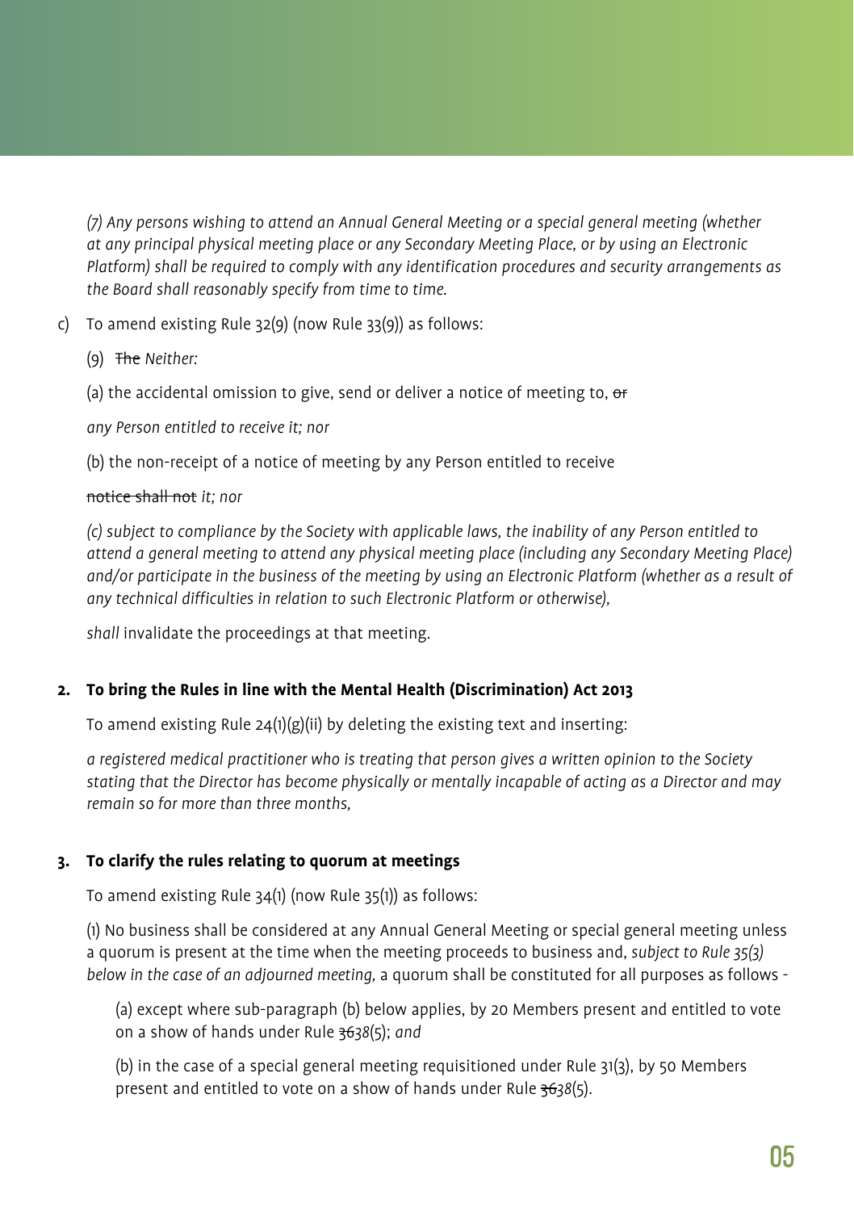*(7) Any persons wishing to attend an Annual General Meeting or a special general meeting (whether at any principal physical meeting place or any Secondary Meeting Place, or by using an Electronic Platform) shall be required to comply with any identification procedures and security arrangements as the Board shall reasonably specify from time to time.*

c) To amend existing Rule 32(9) (now Rule 33(9)) as follows:

(9) ~~The~~ *Neither:*

(a) the accidental omission to give, send or deliver a notice of meeting to, ~~or~~

*any Person entitled to receive it; nor*

(b) the non-receipt of a notice of meeting by any Person entitled to receive

~~notice shall not~~ *it; nor*

*(c) subject to compliance by the Society with applicable laws, the inability of any Person entitled to attend a general meeting to attend any physical meeting place (including any Secondary Meeting Place) and/or participate in the business of the meeting by using an Electronic Platform (whether as a result of any technical difficulties in relation to such Electronic Platform or otherwise),*

*shall* invalidate the proceedings at that meeting.

**2. To bring the Rules in line with the Mental Health (Discrimination) Act 2013**

To amend existing Rule 24(1)(g)(ii) by deleting the existing text and inserting:

*a registered medical practitioner who is treating that person gives a written opinion to the Society stating that the Director has become physically or mentally incapable of acting as a Director and may remain so for more than three months,*

**3. To clarify the rules relating to quorum at meetings**

To amend existing Rule 34(1) (now Rule 35(1)) as follows:

(1) No business shall be considered at any Annual General Meeting or special general meeting unless a quorum is present at the time when the meeting proceeds to business and, *subject to Rule 35(3) below in the case of an adjourned meeting,* a quorum shall be constituted for all purposes as follows -

(a) except where sub-paragraph (b) below applies, by 20 Members present and entitled to vote on a show of hands under Rule ~~36~~*38*(5); *and*

(b) in the case of a special general meeting requisitioned under Rule 31(3), by 50 Members present and entitled to vote on a show of hands under Rule ~~36~~*38*(5).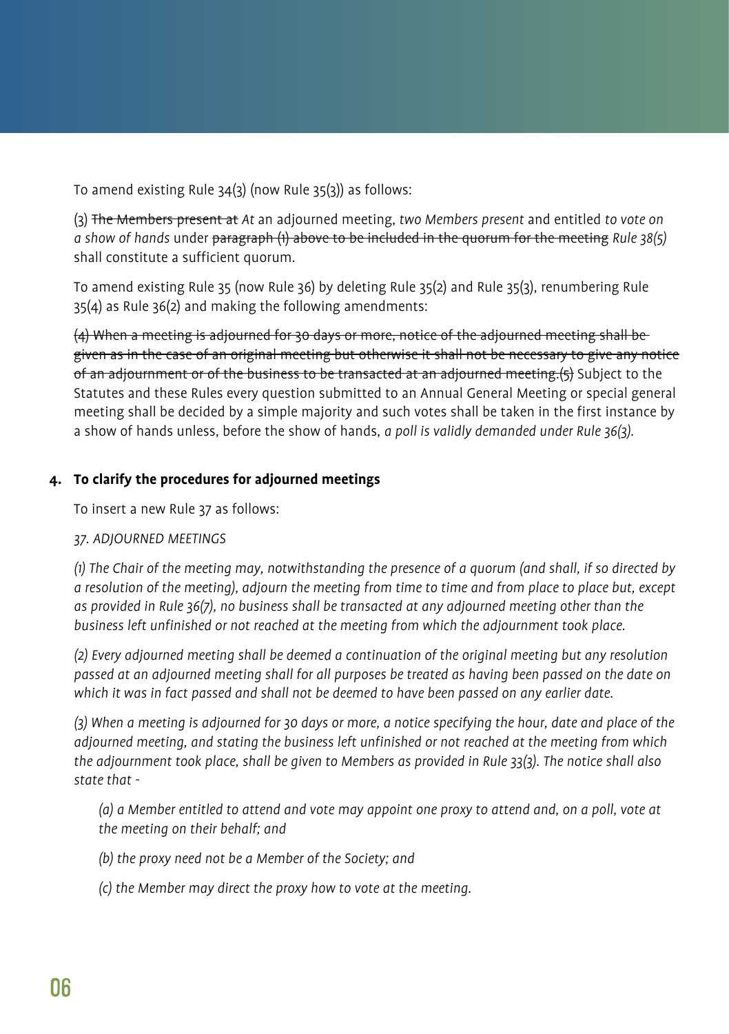To amend existing Rule 34(3) (now Rule 35(3)) as follows:

(3) ~~The Members present at~~ *At* an adjourned meeting, *two Members present* and entitled *to vote on a show of hands* under ~~paragraph (1) above to be included in the quorum for the meeting~~ *Rule 38(5)* shall constitute a sufficient quorum.

To amend existing Rule 35 (now Rule 36) by deleting Rule 35(2) and Rule 35(3), renumbering Rule 35(4) as Rule 36(2) and making the following amendments:

~~(4) When a meeting is adjourned for 30 days or more, notice of the adjourned meeting shall be given as in the case of an original meeting but otherwise it shall not be necessary to give any notice of an adjournment or of the business to be transacted at an adjourned meeting.(5)~~ Subject to the Statutes and these Rules every question submitted to an Annual General Meeting or special general meeting shall be decided by a simple majority and such votes shall be taken in the first instance by a show of hands unless, before the show of hands, *a poll is validly demanded under Rule 36(3).*

## 4. To clarify the procedures for adjourned meetings

To insert a new Rule 37 as follows:

*37. ADJOURNED MEETINGS*

*(1) The Chair of the meeting may, notwithstanding the presence of a quorum (and shall, if so directed by a resolution of the meeting), adjourn the meeting from time to time and from place to place but, except as provided in Rule 36(7), no business shall be transacted at any adjourned meeting other than the business left unfinished or not reached at the meeting from which the adjournment took place.*

*(2) Every adjourned meeting shall be deemed a continuation of the original meeting but any resolution passed at an adjourned meeting shall for all purposes be treated as having been passed on the date on which it was in fact passed and shall not be deemed to have been passed on any earlier date.*

*(3) When a meeting is adjourned for 30 days or more, a notice specifying the hour, date and place of the adjourned meeting, and stating the business left unfinished or not reached at the meeting from which the adjournment took place, shall be given to Members as provided in Rule 33(3). The notice shall also state that -*

*(a) a Member entitled to attend and vote may appoint one proxy to attend and, on a poll, vote at the meeting on their behalf; and*

*(b) the proxy need not be a Member of the Society; and*

*(c) the Member may direct the proxy how to vote at the meeting.*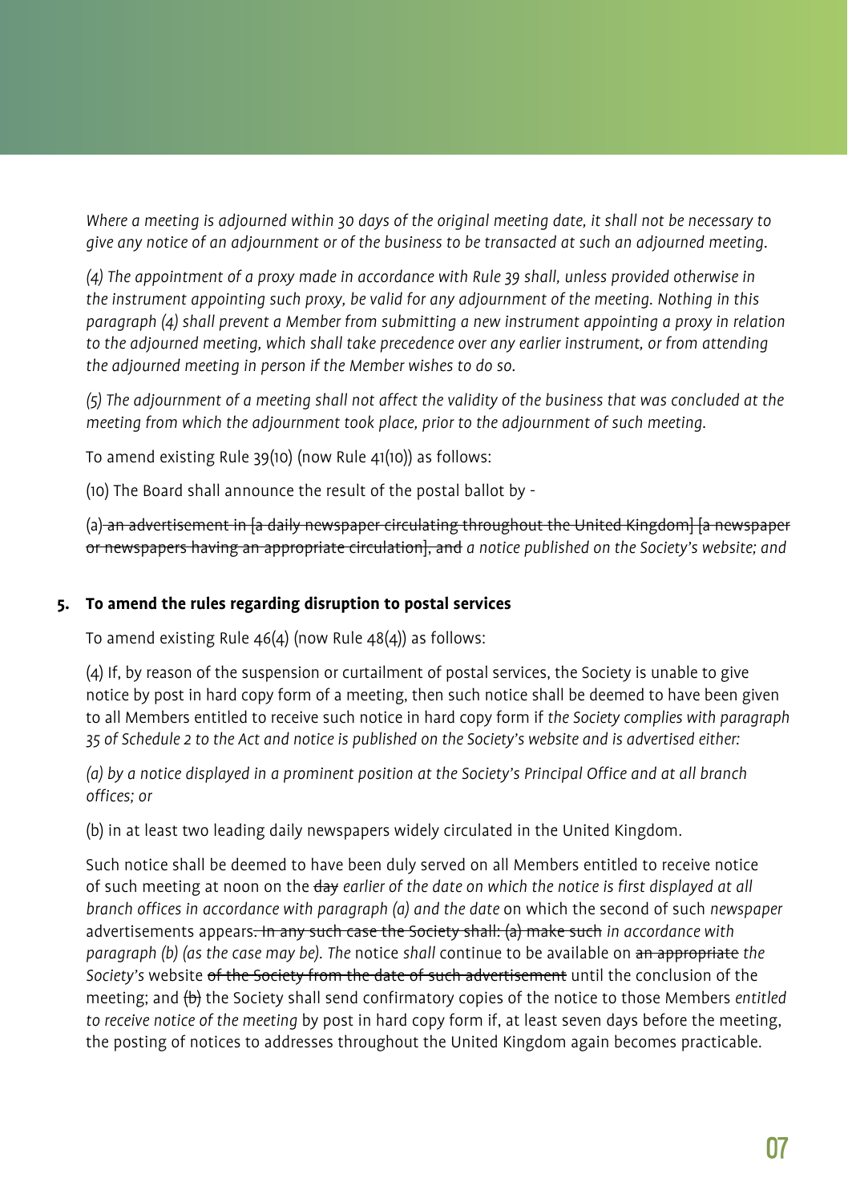*Where a meeting is adjourned within 30 days of the original meeting date, it shall not be necessary to give any notice of an adjournment or of the business to be transacted at such an adjourned meeting.*

*(4) The appointment of a proxy made in accordance with Rule 39 shall, unless provided otherwise in the instrument appointing such proxy, be valid for any adjournment of the meeting. Nothing in this paragraph (4) shall prevent a Member from submitting a new instrument appointing a proxy in relation to the adjourned meeting, which shall take precedence over any earlier instrument, or from attending the adjourned meeting in person if the Member wishes to do so.*

*(5) The adjournment of a meeting shall not affect the validity of the business that was concluded at the meeting from which the adjournment took place, prior to the adjournment of such meeting.*

To amend existing Rule 39(10) (now Rule 41(10)) as follows:

(10) The Board shall announce the result of the postal ballot by -

(a)~~ an advertisement in [a daily newspaper circulating throughout the United Kingdom] [a newspaper or newspapers having an appropriate circulation], and~~ *a notice published on the Society's website; and*

**5. To amend the rules regarding disruption to postal services**

To amend existing Rule 46(4) (now Rule 48(4)) as follows:

(4) If, by reason of the suspension or curtailment of postal services, the Society is unable to give notice by post in hard copy form of a meeting, then such notice shall be deemed to have been given to all Members entitled to receive such notice in hard copy form if *the Society complies with paragraph 35 of Schedule 2 to the Act and notice is published on the Society's website and is advertised either:*

*(a) by a notice displayed in a prominent position at the Society's Principal Office and at all branch offices; or*

(b) in at least two leading daily newspapers widely circulated in the United Kingdom.

Such notice shall be deemed to have been duly served on all Members entitled to receive notice of such meeting at noon on the ~~day~~ *earlier of the date on which the notice is first displayed at all branch offices in accordance with paragraph (a) and the date* on which the second of such *newspaper* advertisements appears~~. In any such case the Society shall: (a) make such~~ *in accordance with paragraph (b) (as the case may be). The* notice *shall* continue to be available on ~~an appropriate~~ *the Society's* website ~~of the Society from the date of such advertisement~~ until the conclusion of the meeting; and ~~(b)~~ the Society shall send confirmatory copies of the notice to those Members *entitled to receive notice of the meeting* by post in hard copy form if, at least seven days before the meeting, the posting of notices to addresses throughout the United Kingdom again becomes practicable.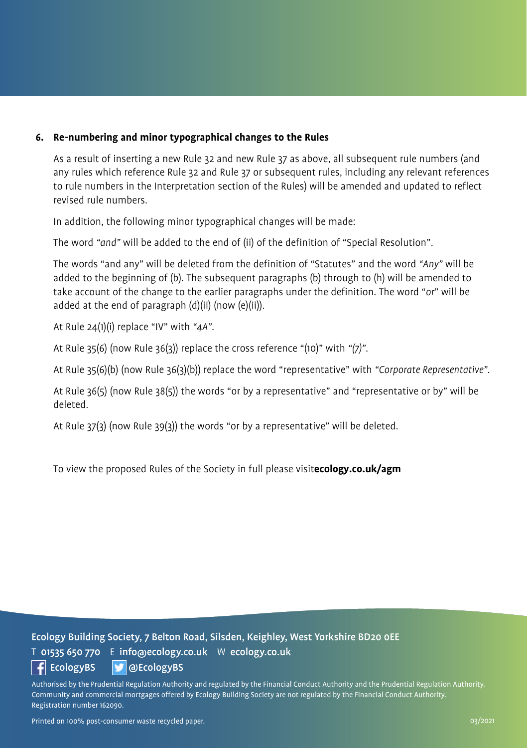### 6. Re-numbering and minor typographical changes to the Rules

As a result of inserting a new Rule 32 and new Rule 37 as above, all subsequent rule numbers (and any rules which reference Rule 32 and Rule 37 or subsequent rules, including any relevant references to rule numbers in the Interpretation section of the Rules) will be amended and updated to reflect revised rule numbers.

In addition, the following minor typographical changes will be made:

The word *"and"* will be added to the end of (ii) of the definition of "Special Resolution".

The words "and any" will be deleted from the definition of "Statutes" and the word *"Any"* will be added to the beginning of (b). The subsequent paragraphs (b) through to (h) will be amended to take account of the change to the earlier paragraphs under the definition. The word "*or*" will be added at the end of paragraph (d)(ii) (now (e)(ii)).

At Rule 24(1)(i) replace "IV" with *"4A"*.

At Rule 35(6) (now Rule 36(3)) replace the cross reference "(10)" with *"(7)"*.

At Rule 35(6)(b) (now Rule 36(3)(b)) replace the word "representative" with *"Corporate Representative"*.

At Rule 36(5) (now Rule 38(5)) the words "or by a representative" and "representative or by" will be deleted.

At Rule 37(3) (now Rule 39(3)) the words "or by a representative" will be deleted.

To view the proposed Rules of the Society in full please visit**ecology.co.uk/agm**

Ecology Building Society, 7 Belton Road, Silsden, Keighley, West Yorkshire BD20 0EE

T **01535 650 770** E **info@ecology.co.uk** W **ecology.co.uk**

**EcologyBS** **@EcologyBS**

Authorised by the Prudential Regulation Authority and regulated by the Financial Conduct Authority and the Prudential Regulation Authority. Community and commercial mortgages offered by Ecology Building Society are not regulated by the Financial Conduct Authority. Registration number 162090.

Printed on 100% post-consumer waste recycled paper.

03/2021